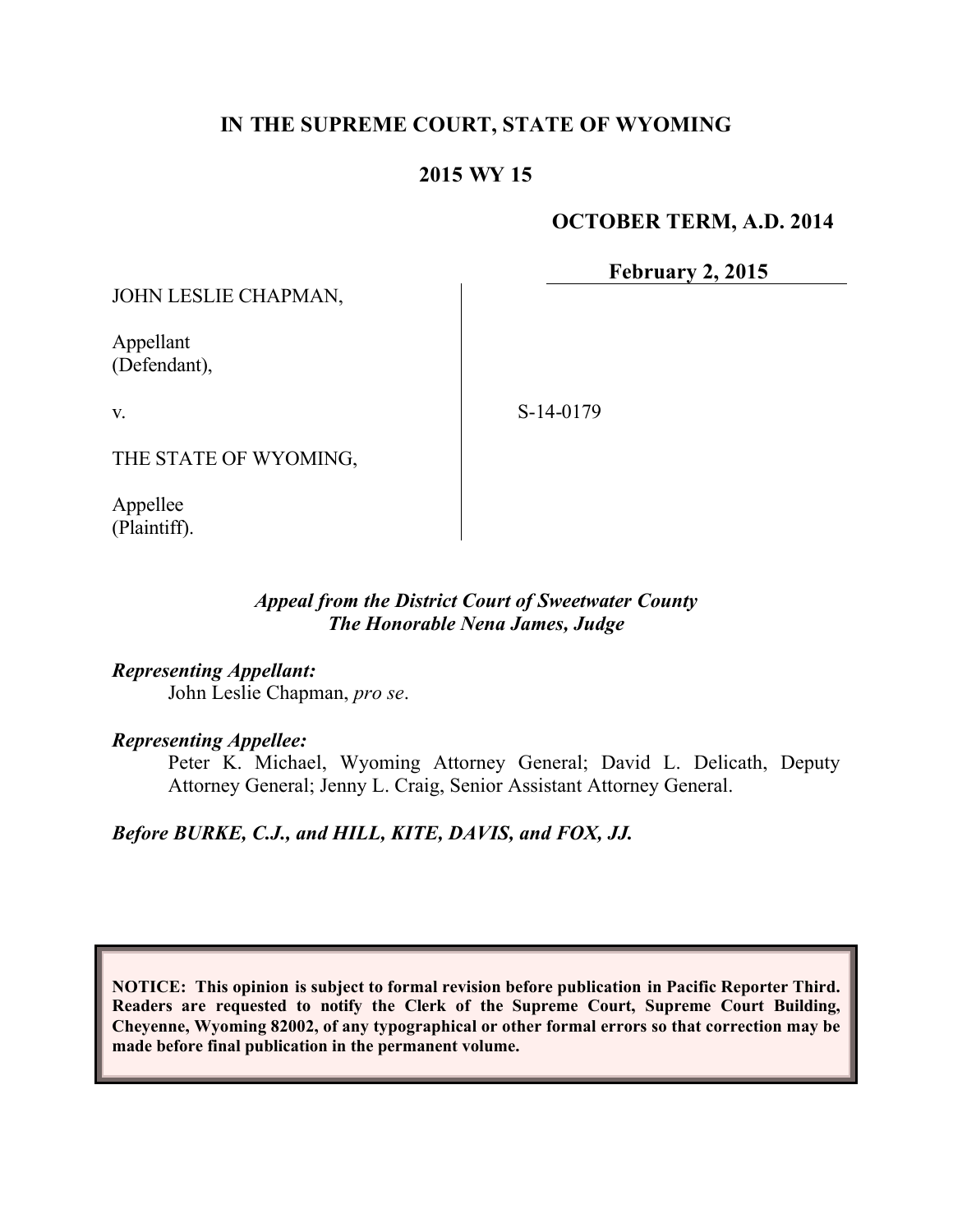**IN THE SUPREME COURT, STATE OF WYOMING**

**2015 WY 15**

**OCTOBER TERM, A.D. 2014**

**February 2, 2015**

JOHN LESLIE CHAPMAN,

Appellant
(Defendant),

v.

THE STATE OF WYOMING,

Appellee
(Plaintiff).

S-14-0179

*Appeal from the District Court of Sweetwater County*
*The Honorable Nena James, Judge*

***Representing Appellant:***
John Leslie Chapman, *pro se*.

***Representing Appellee:***
Peter K. Michael, Wyoming Attorney General; David L. Delicath, Deputy Attorney General; Jenny L. Craig, Senior Assistant Attorney General.

***Before BURKE, C.J., and HILL, KITE, DAVIS, and FOX, JJ.***

**NOTICE: This opinion is subject to formal revision before publication in Pacific Reporter Third. Readers are requested to notify the Clerk of the Supreme Court, Supreme Court Building, Cheyenne, Wyoming 82002, of any typographical or other formal errors so that correction may be made before final publication in the permanent volume.**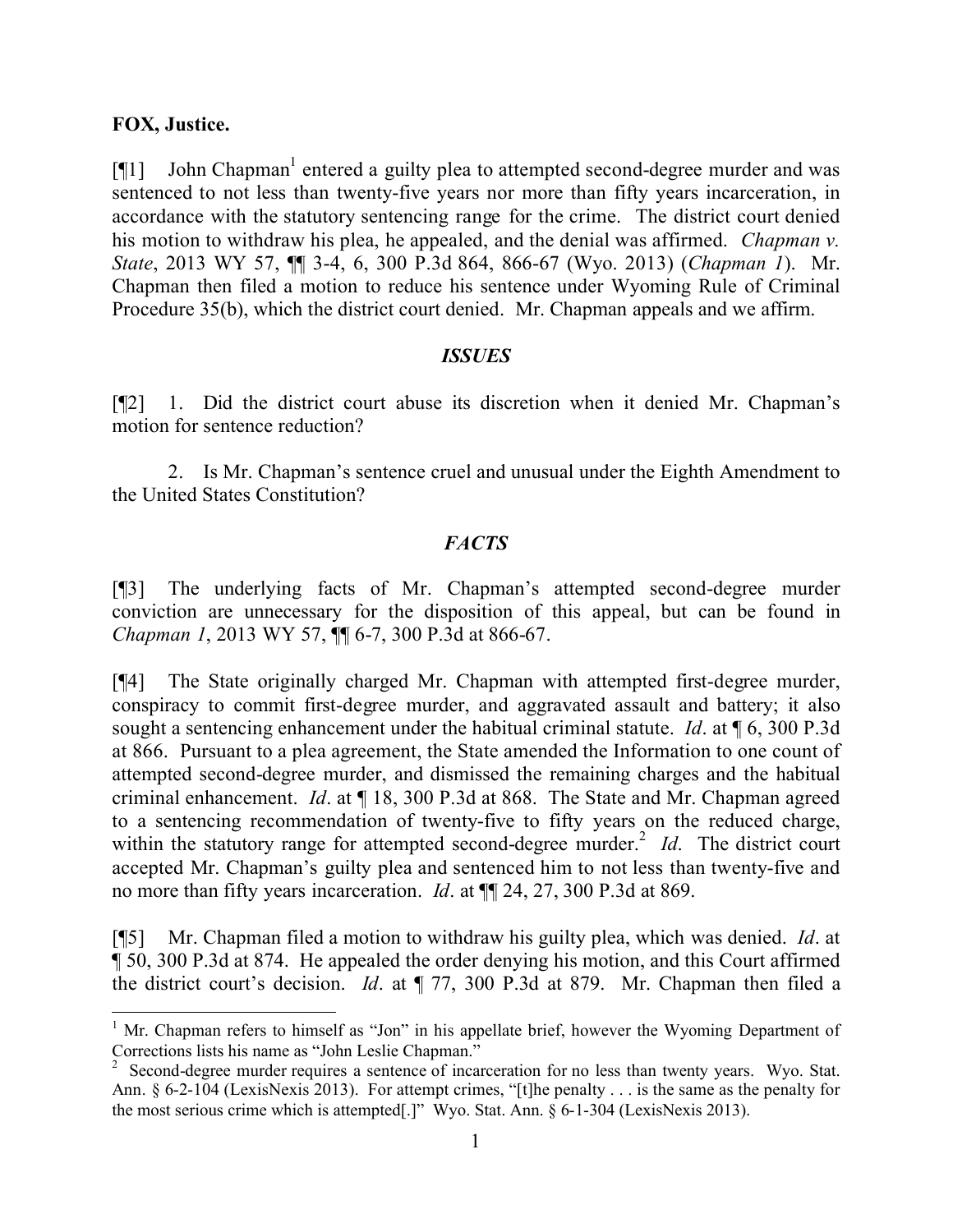**FOX, Justice.**

[¶1] John Chapman[1] entered a guilty plea to attempted second-degree murder and was sentenced to not less than twenty-five years nor more than fifty years incarceration, in accordance with the statutory sentencing range for the crime. The district court denied his motion to withdraw his plea, he appealed, and the denial was affirmed. *Chapman v. State*, 2013 WY 57, ¶¶ 3-4, 6, 300 P.3d 864, 866-67 (Wyo. 2013) (*Chapman 1*). Mr. Chapman then filed a motion to reduce his sentence under Wyoming Rule of Criminal Procedure 35(b), which the district court denied. Mr. Chapman appeals and we affirm.

## *ISSUES*

[¶2] 1. Did the district court abuse its discretion when it denied Mr. Chapman's motion for sentence reduction?

2. Is Mr. Chapman's sentence cruel and unusual under the Eighth Amendment to the United States Constitution?

## *FACTS*

[¶3] The underlying facts of Mr. Chapman's attempted second-degree murder conviction are unnecessary for the disposition of this appeal, but can be found in *Chapman 1*, 2013 WY 57, ¶¶ 6-7, 300 P.3d at 866-67.

[¶4] The State originally charged Mr. Chapman with attempted first-degree murder, conspiracy to commit first-degree murder, and aggravated assault and battery; it also sought a sentencing enhancement under the habitual criminal statute. *Id*. at ¶ 6, 300 P.3d at 866. Pursuant to a plea agreement, the State amended the Information to one count of attempted second-degree murder, and dismissed the remaining charges and the habitual criminal enhancement. *Id*. at ¶ 18, 300 P.3d at 868. The State and Mr. Chapman agreed to a sentencing recommendation of twenty-five to fifty years on the reduced charge, within the statutory range for attempted second-degree murder.[2] *Id*. The district court accepted Mr. Chapman's guilty plea and sentenced him to not less than twenty-five and no more than fifty years incarceration. *Id*. at ¶¶ 24, 27, 300 P.3d at 869.

[¶5] Mr. Chapman filed a motion to withdraw his guilty plea, which was denied. *Id*. at ¶ 50, 300 P.3d at 874. He appealed the order denying his motion, and this Court affirmed the district court's decision. *Id*. at ¶ 77, 300 P.3d at 879. Mr. Chapman then filed a

---

[1] Mr. Chapman refers to himself as "Jon" in his appellate brief, however the Wyoming Department of Corrections lists his name as "John Leslie Chapman."

[2] Second-degree murder requires a sentence of incarceration for no less than twenty years. Wyo. Stat. Ann. § 6-2-104 (LexisNexis 2013). For attempt crimes, "[t]he penalty . . . is the same as the penalty for the most serious crime which is attempted[.]" Wyo. Stat. Ann. § 6-1-304 (LexisNexis 2013).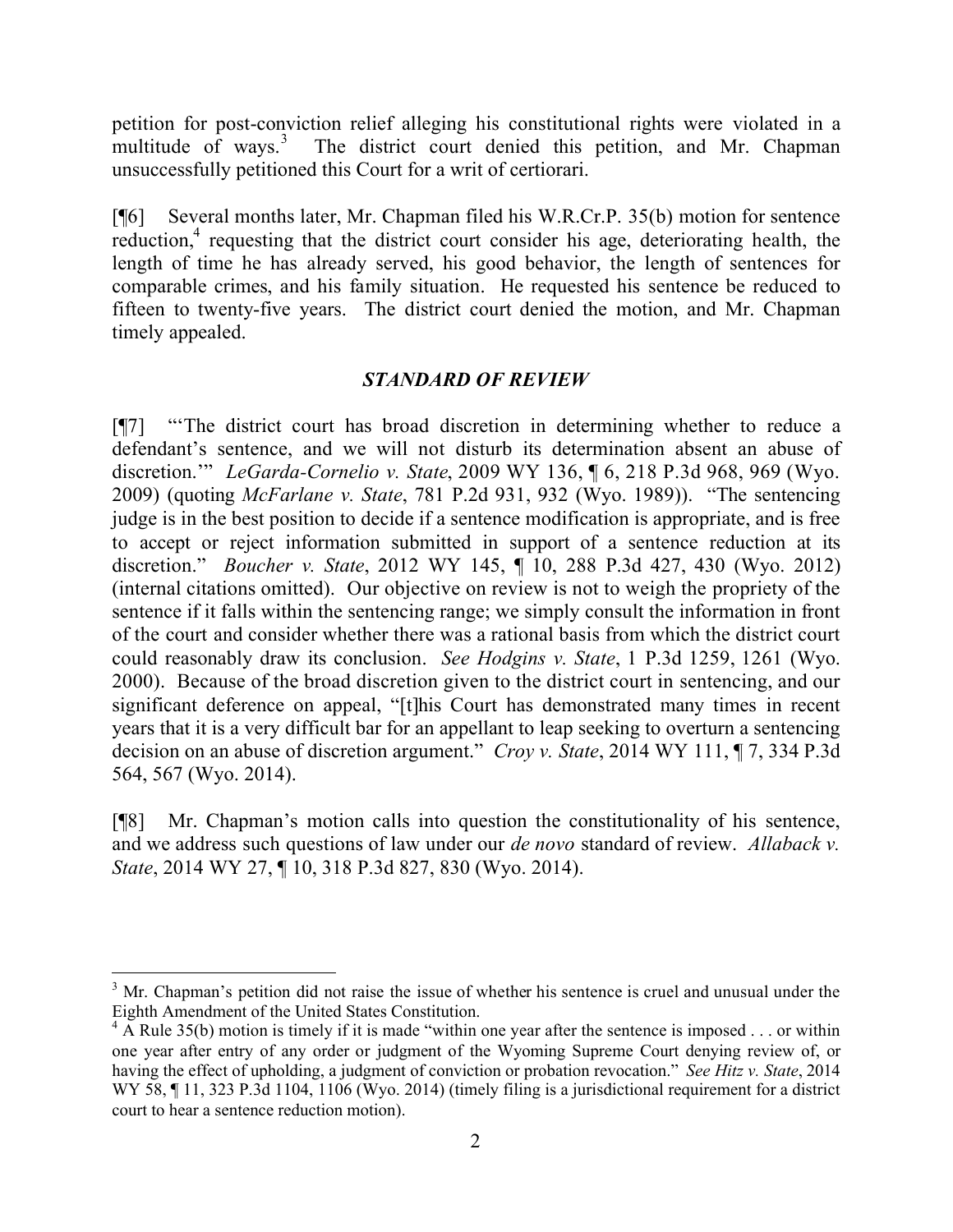petition for post-conviction relief alleging his constitutional rights were violated in a multitude of ways.[3] The district court denied this petition, and Mr. Chapman unsuccessfully petitioned this Court for a writ of certiorari.

[¶6] Several months later, Mr. Chapman filed his W.R.Cr.P. 35(b) motion for sentence reduction,[4] requesting that the district court consider his age, deteriorating health, the length of time he has already served, his good behavior, the length of sentences for comparable crimes, and his family situation. He requested his sentence be reduced to fifteen to twenty-five years. The district court denied the motion, and Mr. Chapman timely appealed.

### *STANDARD OF REVIEW*

[¶7] "'The district court has broad discretion in determining whether to reduce a defendant's sentence, and we will not disturb its determination absent an abuse of discretion.'" *LeGarda-Cornelio v. State*, 2009 WY 136, ¶ 6, 218 P.3d 968, 969 (Wyo. 2009) (quoting *McFarlane v. State*, 781 P.2d 931, 932 (Wyo. 1989)). "The sentencing judge is in the best position to decide if a sentence modification is appropriate, and is free to accept or reject information submitted in support of a sentence reduction at its discretion." *Boucher v. State*, 2012 WY 145, ¶ 10, 288 P.3d 427, 430 (Wyo. 2012) (internal citations omitted). Our objective on review is not to weigh the propriety of the sentence if it falls within the sentencing range; we simply consult the information in front of the court and consider whether there was a rational basis from which the district court could reasonably draw its conclusion. *See Hodgins v. State*, 1 P.3d 1259, 1261 (Wyo. 2000). Because of the broad discretion given to the district court in sentencing, and our significant deference on appeal, "[t]his Court has demonstrated many times in recent years that it is a very difficult bar for an appellant to leap seeking to overturn a sentencing decision on an abuse of discretion argument." *Croy v. State*, 2014 WY 111, ¶ 7, 334 P.3d 564, 567 (Wyo. 2014).

[¶8] Mr. Chapman's motion calls into question the constitutionality of his sentence, and we address such questions of law under our *de novo* standard of review. *Allaback v. State*, 2014 WY 27, ¶ 10, 318 P.3d 827, 830 (Wyo. 2014).

---

[3] Mr. Chapman's petition did not raise the issue of whether his sentence is cruel and unusual under the Eighth Amendment of the United States Constitution.

[4] A Rule 35(b) motion is timely if it is made "within one year after the sentence is imposed . . . or within one year after entry of any order or judgment of the Wyoming Supreme Court denying review of, or having the effect of upholding, a judgment of conviction or probation revocation." *See Hitz v. State*, 2014 WY 58, ¶ 11, 323 P.3d 1104, 1106 (Wyo. 2014) (timely filing is a jurisdictional requirement for a district court to hear a sentence reduction motion).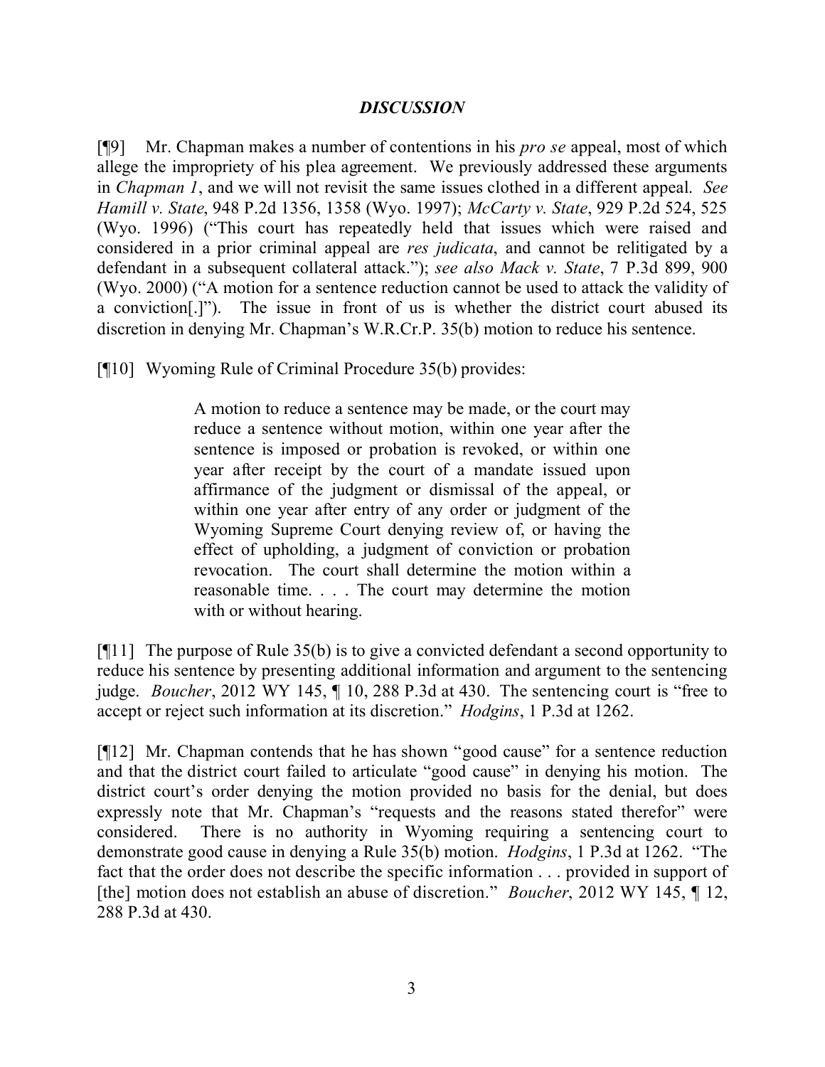## *DISCUSSION*

[¶9] Mr. Chapman makes a number of contentions in his *pro se* appeal, most of which allege the impropriety of his plea agreement. We previously addressed these arguments in *Chapman 1*, and we will not revisit the same issues clothed in a different appeal. *See Hamill v. State*, 948 P.2d 1356, 1358 (Wyo. 1997); *McCarty v. State*, 929 P.2d 524, 525 (Wyo. 1996) ("This court has repeatedly held that issues which were raised and considered in a prior criminal appeal are *res judicata*, and cannot be relitigated by a defendant in a subsequent collateral attack."); *see also Mack v. State*, 7 P.3d 899, 900 (Wyo. 2000) ("A motion for a sentence reduction cannot be used to attack the validity of a conviction[.]"). The issue in front of us is whether the district court abused its discretion in denying Mr. Chapman's W.R.Cr.P. 35(b) motion to reduce his sentence.

[¶10] Wyoming Rule of Criminal Procedure 35(b) provides:

> A motion to reduce a sentence may be made, or the court may reduce a sentence without motion, within one year after the sentence is imposed or probation is revoked, or within one year after receipt by the court of a mandate issued upon affirmance of the judgment or dismissal of the appeal, or within one year after entry of any order or judgment of the Wyoming Supreme Court denying review of, or having the effect of upholding, a judgment of conviction or probation revocation. The court shall determine the motion within a reasonable time. . . . The court may determine the motion with or without hearing.

[¶11] The purpose of Rule 35(b) is to give a convicted defendant a second opportunity to reduce his sentence by presenting additional information and argument to the sentencing judge. *Boucher*, 2012 WY 145, ¶ 10, 288 P.3d at 430. The sentencing court is "free to accept or reject such information at its discretion." *Hodgins*, 1 P.3d at 1262.

[¶12] Mr. Chapman contends that he has shown "good cause" for a sentence reduction and that the district court failed to articulate "good cause" in denying his motion. The district court's order denying the motion provided no basis for the denial, but does expressly note that Mr. Chapman's "requests and the reasons stated therefor" were considered. There is no authority in Wyoming requiring a sentencing court to demonstrate good cause in denying a Rule 35(b) motion. *Hodgins*, 1 P.3d at 1262. "The fact that the order does not describe the specific information . . . provided in support of [the] motion does not establish an abuse of discretion." *Boucher*, 2012 WY 145, ¶ 12, 288 P.3d at 430.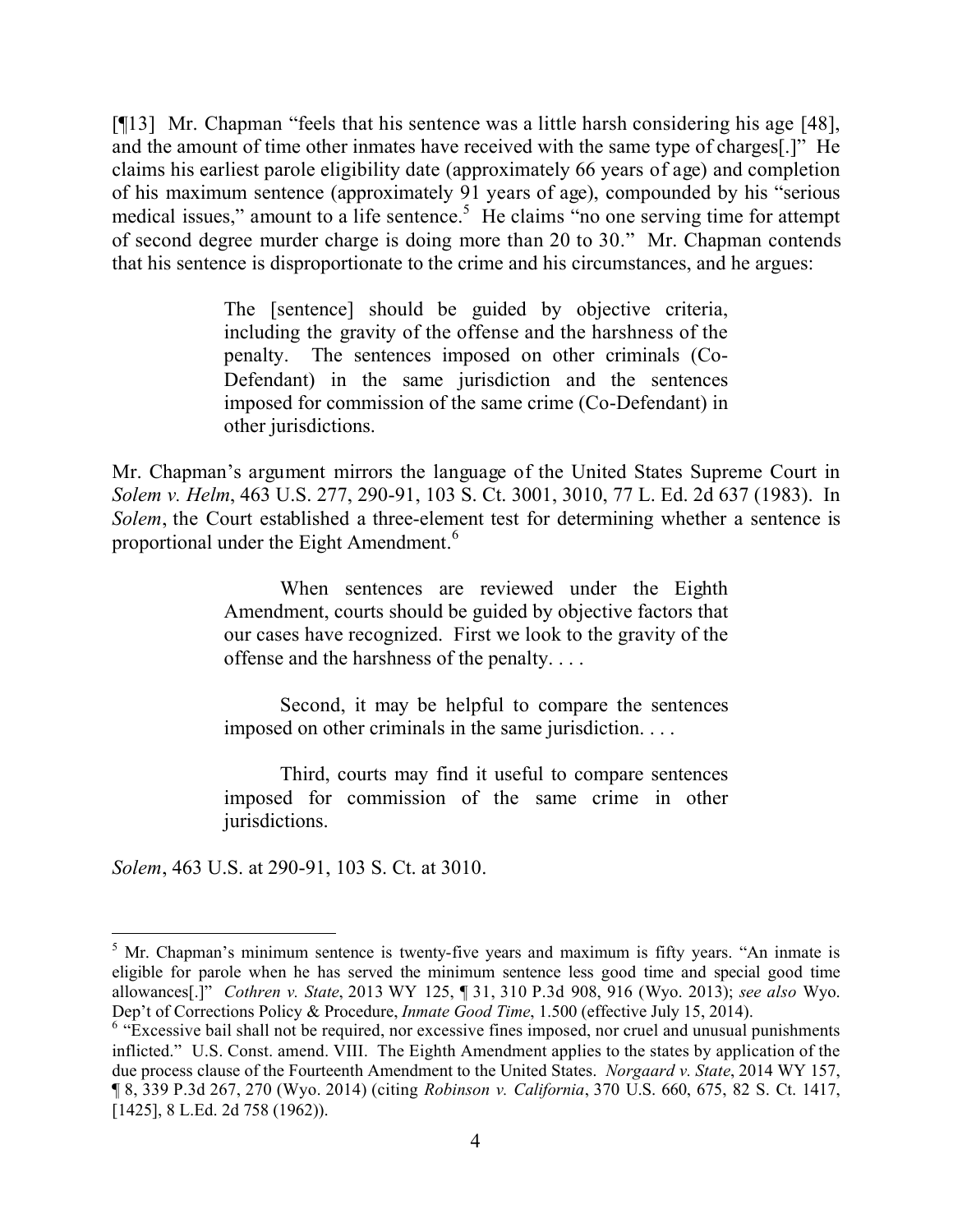[¶13] Mr. Chapman "feels that his sentence was a little harsh considering his age [48], and the amount of time other inmates have received with the same type of charges[.]" He claims his earliest parole eligibility date (approximately 66 years of age) and completion of his maximum sentence (approximately 91 years of age), compounded by his "serious medical issues," amount to a life sentence.[5] He claims "no one serving time for attempt of second degree murder charge is doing more than 20 to 30." Mr. Chapman contends that his sentence is disproportionate to the crime and his circumstances, and he argues:

> The [sentence] should be guided by objective criteria, including the gravity of the offense and the harshness of the penalty. The sentences imposed on other criminals (Co-Defendant) in the same jurisdiction and the sentences imposed for commission of the same crime (Co-Defendant) in other jurisdictions.

Mr. Chapman's argument mirrors the language of the United States Supreme Court in *Solem v. Helm*, 463 U.S. 277, 290-91, 103 S. Ct. 3001, 3010, 77 L. Ed. 2d 637 (1983). In *Solem*, the Court established a three-element test for determining whether a sentence is proportional under the Eight Amendment.[6]

> When sentences are reviewed under the Eighth Amendment, courts should be guided by objective factors that our cases have recognized. First we look to the gravity of the offense and the harshness of the penalty. . . .
>
> Second, it may be helpful to compare the sentences imposed on other criminals in the same jurisdiction. . . .
>
> Third, courts may find it useful to compare sentences imposed for commission of the same crime in other jurisdictions.

*Solem*, 463 U.S. at 290-91, 103 S. Ct. at 3010.

---

[5] Mr. Chapman's minimum sentence is twenty-five years and maximum is fifty years. "An inmate is eligible for parole when he has served the minimum sentence less good time and special good time allowances[.]" *Cothren v. State*, 2013 WY 125, ¶ 31, 310 P.3d 908, 916 (Wyo. 2013); *see also* Wyo. Dep't of Corrections Policy & Procedure, *Inmate Good Time*, 1.500 (effective July 15, 2014).

[6] "Excessive bail shall not be required, nor excessive fines imposed, nor cruel and unusual punishments inflicted." U.S. Const. amend. VIII. The Eighth Amendment applies to the states by application of the due process clause of the Fourteenth Amendment to the United States. *Norgaard v. State*, 2014 WY 157, ¶ 8, 339 P.3d 267, 270 (Wyo. 2014) (citing *Robinson v. California*, 370 U.S. 660, 675, 82 S. Ct. 1417, [1425], 8 L.Ed. 2d 758 (1962)).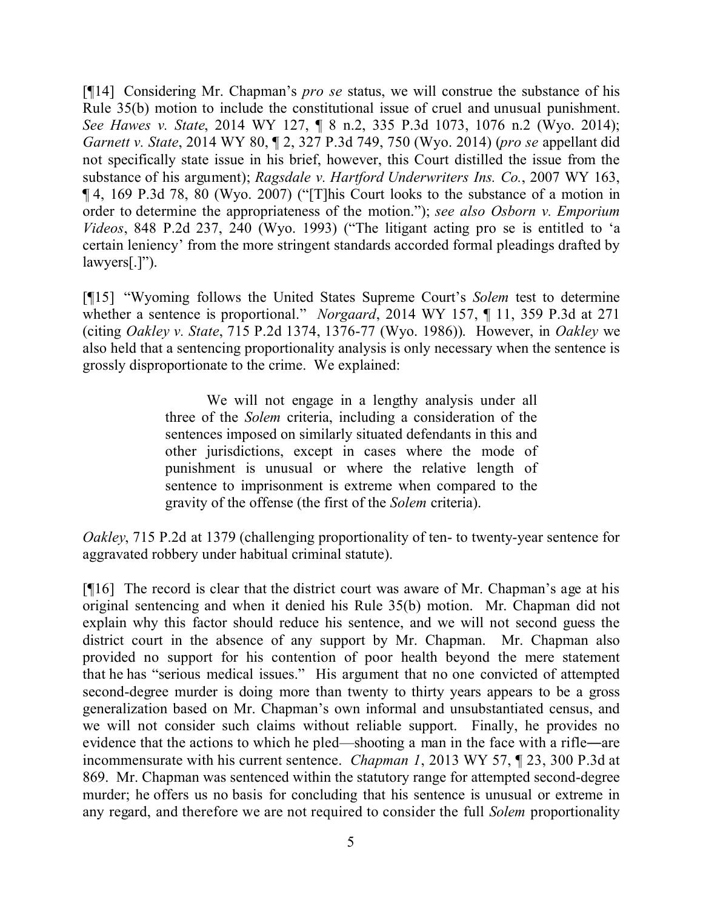[¶14] Considering Mr. Chapman's *pro se* status, we will construe the substance of his Rule 35(b) motion to include the constitutional issue of cruel and unusual punishment. *See Hawes v. State*, 2014 WY 127, ¶ 8 n.2, 335 P.3d 1073, 1076 n.2 (Wyo. 2014); *Garnett v. State*, 2014 WY 80, ¶ 2, 327 P.3d 749, 750 (Wyo. 2014) (*pro se* appellant did not specifically state issue in his brief, however, this Court distilled the issue from the substance of his argument); *Ragsdale v. Hartford Underwriters Ins. Co.*, 2007 WY 163, ¶ 4, 169 P.3d 78, 80 (Wyo. 2007) ("[T]his Court looks to the substance of a motion in order to determine the appropriateness of the motion."); *see also Osborn v. Emporium Videos*, 848 P.2d 237, 240 (Wyo. 1993) ("The litigant acting pro se is entitled to 'a certain leniency' from the more stringent standards accorded formal pleadings drafted by lawyers[.]").

[¶15] "Wyoming follows the United States Supreme Court's *Solem* test to determine whether a sentence is proportional." *Norgaard*, 2014 WY 157, ¶ 11, 359 P.3d at 271 (citing *Oakley v. State*, 715 P.2d 1374, 1376-77 (Wyo. 1986)). However, in *Oakley* we also held that a sentencing proportionality analysis is only necessary when the sentence is grossly disproportionate to the crime. We explained:

> We will not engage in a lengthy analysis under all three of the *Solem* criteria, including a consideration of the sentences imposed on similarly situated defendants in this and other jurisdictions, except in cases where the mode of punishment is unusual or where the relative length of sentence to imprisonment is extreme when compared to the gravity of the offense (the first of the *Solem* criteria).

*Oakley*, 715 P.2d at 1379 (challenging proportionality of ten- to twenty-year sentence for aggravated robbery under habitual criminal statute).

[¶16] The record is clear that the district court was aware of Mr. Chapman's age at his original sentencing and when it denied his Rule 35(b) motion. Mr. Chapman did not explain why this factor should reduce his sentence, and we will not second guess the district court in the absence of any support by Mr. Chapman. Mr. Chapman also provided no support for his contention of poor health beyond the mere statement that he has "serious medical issues." His argument that no one convicted of attempted second-degree murder is doing more than twenty to thirty years appears to be a gross generalization based on Mr. Chapman's own informal and unsubstantiated census, and we will not consider such claims without reliable support. Finally, he provides no evidence that the actions to which he pled—shooting a man in the face with a rifle―are incommensurate with his current sentence. *Chapman 1*, 2013 WY 57, ¶ 23, 300 P.3d at 869. Mr. Chapman was sentenced within the statutory range for attempted second-degree murder; he offers us no basis for concluding that his sentence is unusual or extreme in any regard, and therefore we are not required to consider the full *Solem* proportionality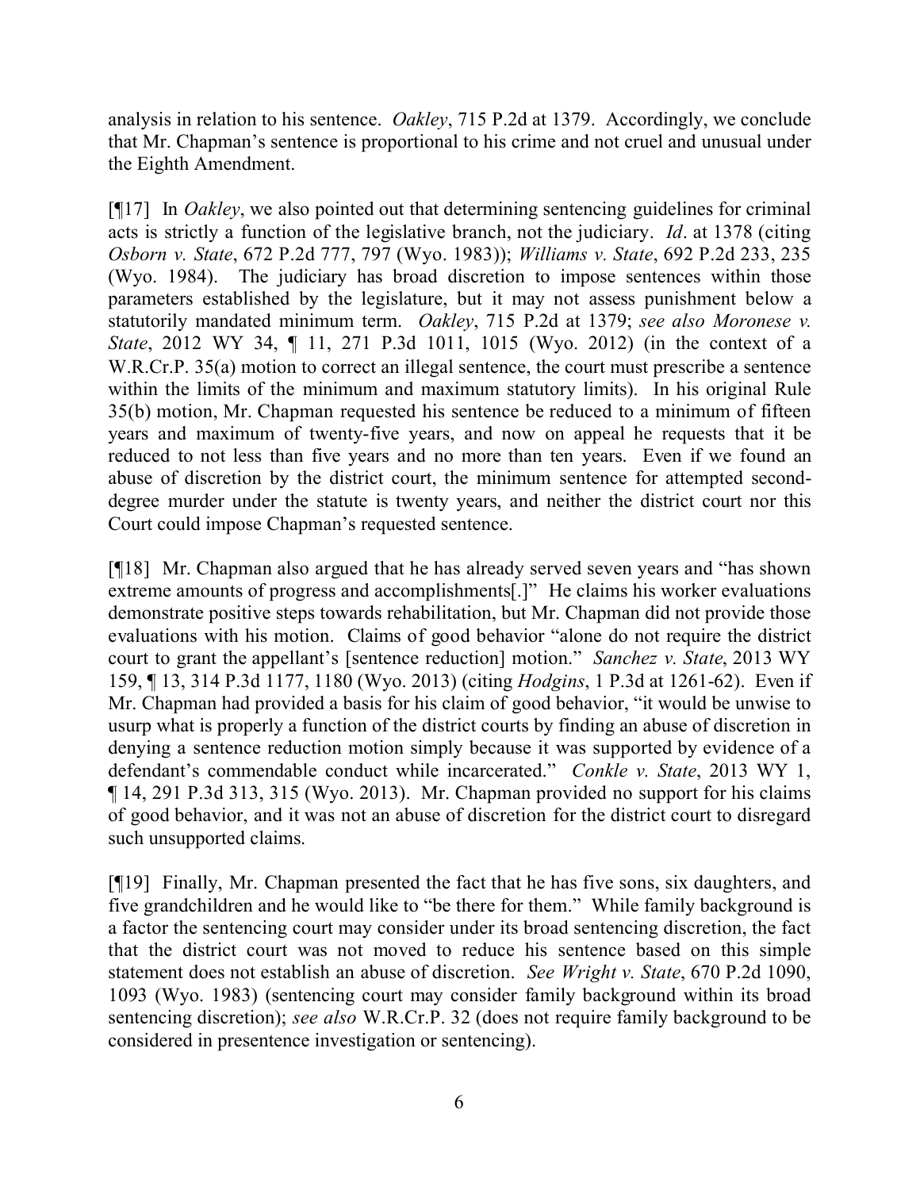analysis in relation to his sentence. *Oakley*, 715 P.2d at 1379. Accordingly, we conclude that Mr. Chapman's sentence is proportional to his crime and not cruel and unusual under the Eighth Amendment.

[¶17] In *Oakley*, we also pointed out that determining sentencing guidelines for criminal acts is strictly a function of the legislative branch, not the judiciary. *Id*. at 1378 (citing *Osborn v. State*, 672 P.2d 777, 797 (Wyo. 1983)); *Williams v. State*, 692 P.2d 233, 235 (Wyo. 1984). The judiciary has broad discretion to impose sentences within those parameters established by the legislature, but it may not assess punishment below a statutorily mandated minimum term. *Oakley*, 715 P.2d at 1379; *see also Moronese v. State*, 2012 WY 34, ¶ 11, 271 P.3d 1011, 1015 (Wyo. 2012) (in the context of a W.R.Cr.P. 35(a) motion to correct an illegal sentence, the court must prescribe a sentence within the limits of the minimum and maximum statutory limits). In his original Rule 35(b) motion, Mr. Chapman requested his sentence be reduced to a minimum of fifteen years and maximum of twenty-five years, and now on appeal he requests that it be reduced to not less than five years and no more than ten years. Even if we found an abuse of discretion by the district court, the minimum sentence for attempted second-degree murder under the statute is twenty years, and neither the district court nor this Court could impose Chapman's requested sentence.

[¶18] Mr. Chapman also argued that he has already served seven years and "has shown extreme amounts of progress and accomplishments[.]" He claims his worker evaluations demonstrate positive steps towards rehabilitation, but Mr. Chapman did not provide those evaluations with his motion. Claims of good behavior "alone do not require the district court to grant the appellant's [sentence reduction] motion." *Sanchez v. State*, 2013 WY 159, ¶ 13, 314 P.3d 1177, 1180 (Wyo. 2013) (citing *Hodgins*, 1 P.3d at 1261-62). Even if Mr. Chapman had provided a basis for his claim of good behavior, "it would be unwise to usurp what is properly a function of the district courts by finding an abuse of discretion in denying a sentence reduction motion simply because it was supported by evidence of a defendant's commendable conduct while incarcerated." *Conkle v. State*, 2013 WY 1, ¶ 14, 291 P.3d 313, 315 (Wyo. 2013). Mr. Chapman provided no support for his claims of good behavior, and it was not an abuse of discretion for the district court to disregard such unsupported claims.

[¶19] Finally, Mr. Chapman presented the fact that he has five sons, six daughters, and five grandchildren and he would like to "be there for them." While family background is a factor the sentencing court may consider under its broad sentencing discretion, the fact that the district court was not moved to reduce his sentence based on this simple statement does not establish an abuse of discretion. *See Wright v. State*, 670 P.2d 1090, 1093 (Wyo. 1983) (sentencing court may consider family background within its broad sentencing discretion); *see also* W.R.Cr.P. 32 (does not require family background to be considered in presentence investigation or sentencing).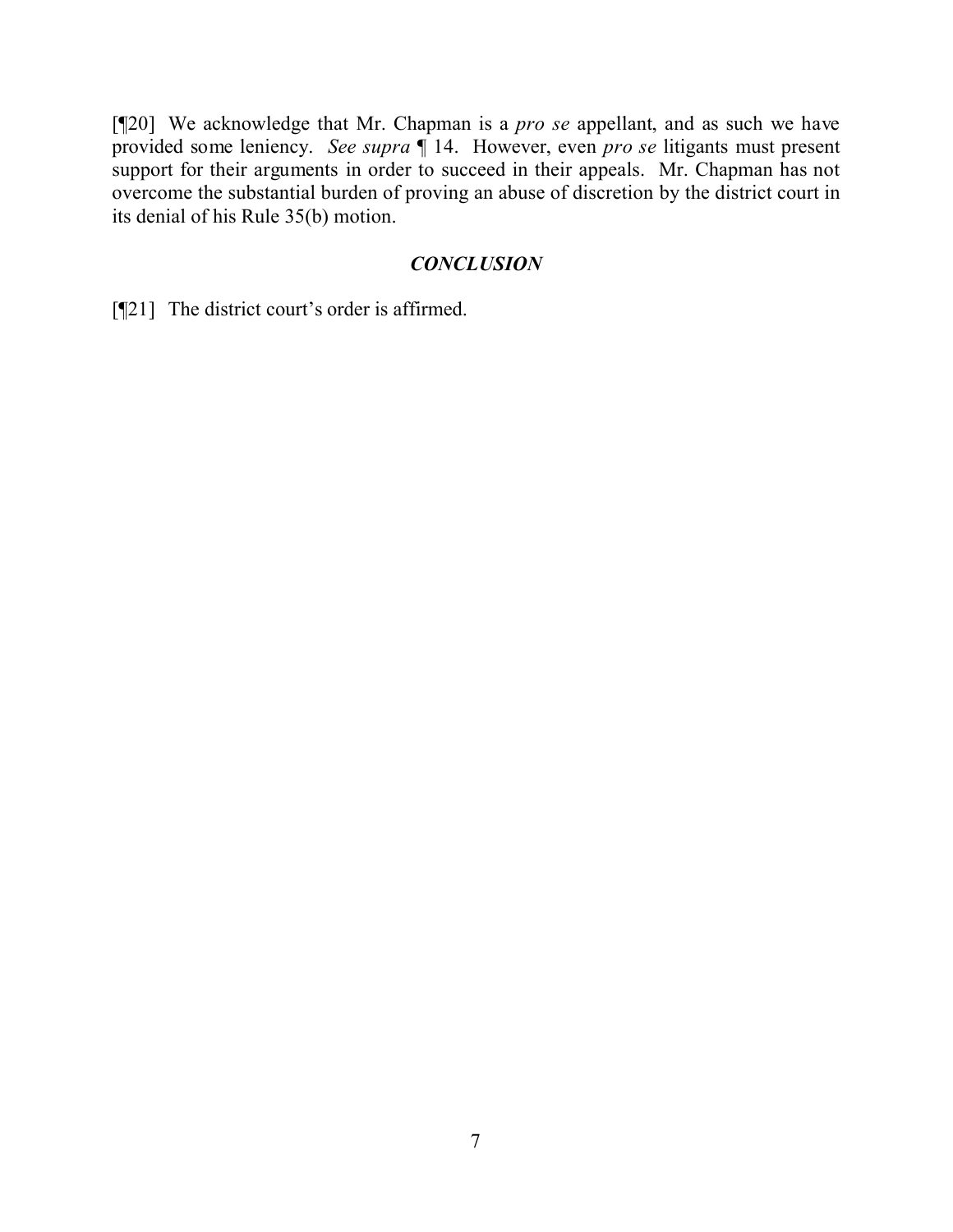[¶20] We acknowledge that Mr. Chapman is a *pro se* appellant, and as such we have provided some leniency. *See supra* ¶ 14. However, even *pro se* litigants must present support for their arguments in order to succeed in their appeals. Mr. Chapman has not overcome the substantial burden of proving an abuse of discretion by the district court in its denial of his Rule 35(b) motion.

### ***CONCLUSION***

[¶21] The district court's order is affirmed.